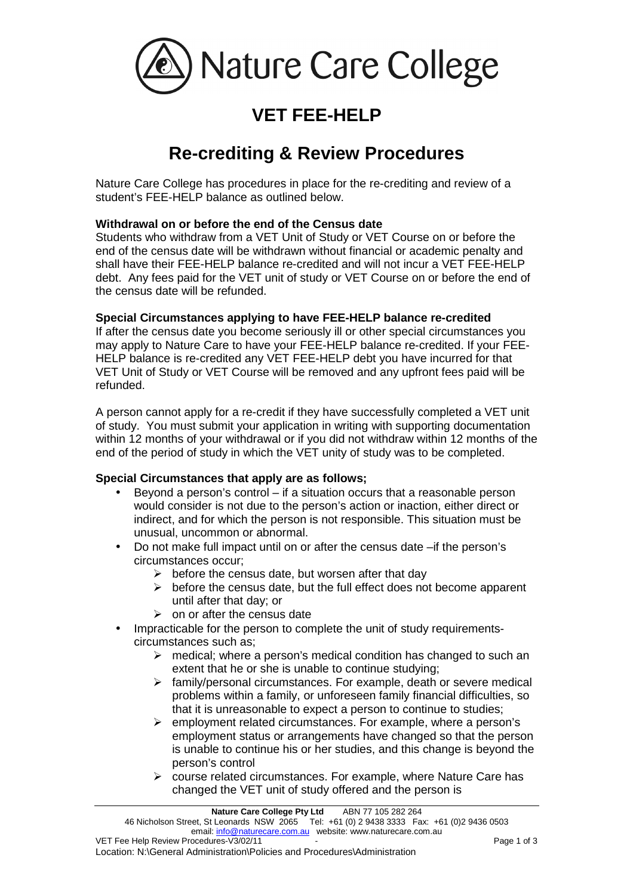Nature Care College

# VET FEE-HELP

## Re-crediting & Review Procedures

Nature Care College has procedures in place for the re-crediting and review of a student's FEE-HELP balance as outlined below.

**Withdrawal on or before the end of the Census date**

Students who withdraw from a VET Unit of Study or VET Course on or before the end of the census date will be withdrawn without financial or academic penalty and shall have their FEE-HELP balance re-credited and will not incur a VET FEE-HELP debt. Any fees paid for the VET unit of study or VET Course on or before the end of the census date will be refunded.

**Special Circumstances applying to have FEE-HELP balance re-credited**

If after the census date you become seriously ill or other special circumstances you may apply to Nature Care to have your FEE-HELP balance re-credited. If your FEE-HELP balance is re-credited any VET FEE-HELP debt you have incurred for that VET Unit of Study or VET Course will be removed and any upfront fees paid will be refunded.

A person cannot apply for a re-credit if they have successfully completed a VET unit of study. You must submit your application in writing with supporting documentation within 12 months of your withdrawal or if you did not withdraw within 12 months of the end of the period of study in which the VET unity of study was to be completed.

**Special Circumstances that apply are as follows;**

- Beyond a person's control – if a situation occurs that a reasonable person would consider is not due to the person's action or inaction, either direct or indirect, and for which the person is not responsible. This situation must be unusual, uncommon or abnormal.
- Do not make full impact until on or after the census date –if the person's circumstances occur;
  - before the census date, but worsen after that day
  - before the census date, but the full effect does not become apparent until after that day; or
  - on or after the census date
- Impracticable for the person to complete the unit of study requirements- circumstances such as;
  - medical; where a person's medical condition has changed to such an extent that he or she is unable to continue studying;
  - family/personal circumstances. For example, death or severe medical problems within a family, or unforeseen family financial difficulties, so that it is unreasonable to expect a person to continue to studies;
  - employment related circumstances. For example, where a person's employment status or arrangements have changed so that the person is unable to continue his or her studies, and this change is beyond the person's control
  - course related circumstances. For example, where Nature Care has changed the VET unit of study offered and the person is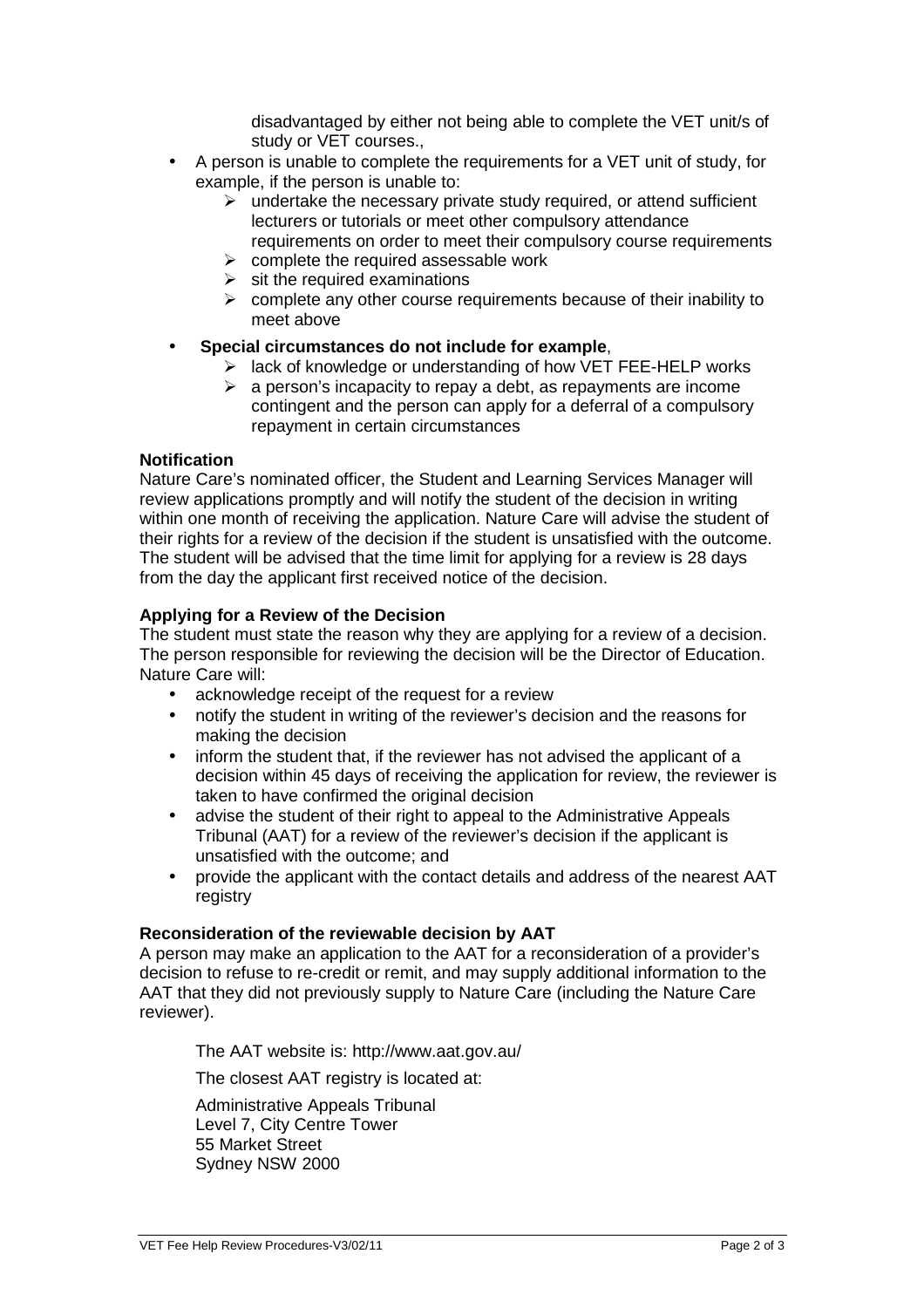disadvantaged by either not being able to complete the VET unit/s of study or VET courses.,

- A person is unable to complete the requirements for a VET unit of study, for example, if the person is unable to:
  - undertake the necessary private study required, or attend sufficient lecturers or tutorials or meet other compulsory attendance requirements on order to meet their compulsory course requirements
  - complete the required assessable work
  - sit the required examinations
  - complete any other course requirements because of their inability to meet above
- **Special circumstances do not include for example**,
  - lack of knowledge or understanding of how VET FEE-HELP works
  - a person's incapacity to repay a debt, as repayments are income contingent and the person can apply for a deferral of a compulsory repayment in certain circumstances

**Notification**

Nature Care's nominated officer, the Student and Learning Services Manager will review applications promptly and will notify the student of the decision in writing within one month of receiving the application. Nature Care will advise the student of their rights for a review of the decision if the student is unsatisfied with the outcome. The student will be advised that the time limit for applying for a review is 28 days from the day the applicant first received notice of the decision.

**Applying for a Review of the Decision**

The student must state the reason why they are applying for a review of a decision. The person responsible for reviewing the decision will be the Director of Education. Nature Care will:

- acknowledge receipt of the request for a review
- notify the student in writing of the reviewer's decision and the reasons for making the decision
- inform the student that, if the reviewer has not advised the applicant of a decision within 45 days of receiving the application for review, the reviewer is taken to have confirmed the original decision
- advise the student of their right to appeal to the Administrative Appeals Tribunal (AAT) for a review of the reviewer's decision if the applicant is unsatisfied with the outcome; and
- provide the applicant with the contact details and address of the nearest AAT registry

**Reconsideration of the reviewable decision by AAT**

A person may make an application to the AAT for a reconsideration of a provider's decision to refuse to re-credit or remit, and may supply additional information to the AAT that they did not previously supply to Nature Care (including the Nature Care reviewer).

The AAT website is: http://www.aat.gov.au/

The closest AAT registry is located at:

Administrative Appeals Tribunal
Level 7, City Centre Tower
55 Market Street
Sydney NSW 2000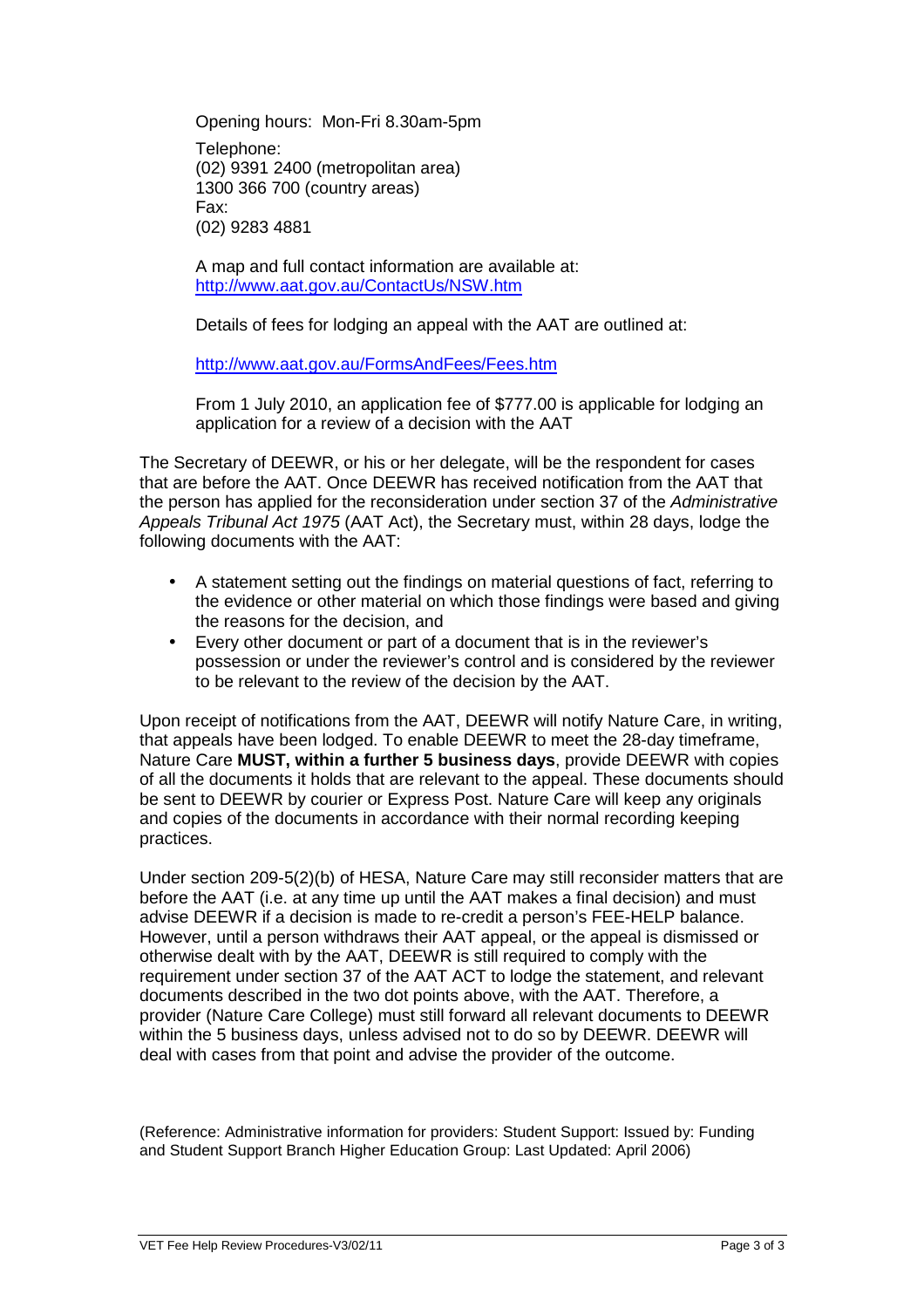Opening hours: Mon-Fri 8.30am-5pm

Telephone:
(02) 9391 2400 (metropolitan area)
1300 366 700 (country areas)
Fax:
(02) 9283 4881

A map and full contact information are available at:
http://www.aat.gov.au/ContactUs/NSW.htm

Details of fees for lodging an appeal with the AAT are outlined at:

http://www.aat.gov.au/FormsAndFees/Fees.htm

From 1 July 2010, an application fee of $777.00 is applicable for lodging an application for a review of a decision with the AAT

The Secretary of DEEWR, or his or her delegate, will be the respondent for cases that are before the AAT. Once DEEWR has received notification from the AAT that the person has applied for the reconsideration under section 37 of the *Administrative Appeals Tribunal Act 1975* (AAT Act), the Secretary must, within 28 days, lodge the following documents with the AAT:

- A statement setting out the findings on material questions of fact, referring to the evidence or other material on which those findings were based and giving the reasons for the decision, and
- Every other document or part of a document that is in the reviewer's possession or under the reviewer's control and is considered by the reviewer to be relevant to the review of the decision by the AAT.

Upon receipt of notifications from the AAT, DEEWR will notify Nature Care, in writing, that appeals have been lodged. To enable DEEWR to meet the 28-day timeframe, Nature Care **MUST, within a further 5 business days**, provide DEEWR with copies of all the documents it holds that are relevant to the appeal. These documents should be sent to DEEWR by courier or Express Post. Nature Care will keep any originals and copies of the documents in accordance with their normal recording keeping practices.

Under section 209-5(2)(b) of HESA, Nature Care may still reconsider matters that are before the AAT (i.e. at any time up until the AAT makes a final decision) and must advise DEEWR if a decision is made to re-credit a person's FEE-HELP balance. However, until a person withdraws their AAT appeal, or the appeal is dismissed or otherwise dealt with by the AAT, DEEWR is still required to comply with the requirement under section 37 of the AAT ACT to lodge the statement, and relevant documents described in the two dot points above, with the AAT. Therefore, a provider (Nature Care College) must still forward all relevant documents to DEEWR within the 5 business days, unless advised not to do so by DEEWR. DEEWR will deal with cases from that point and advise the provider of the outcome.

(Reference: Administrative information for providers: Student Support: Issued by: Funding and Student Support Branch Higher Education Group: Last Updated: April 2006)